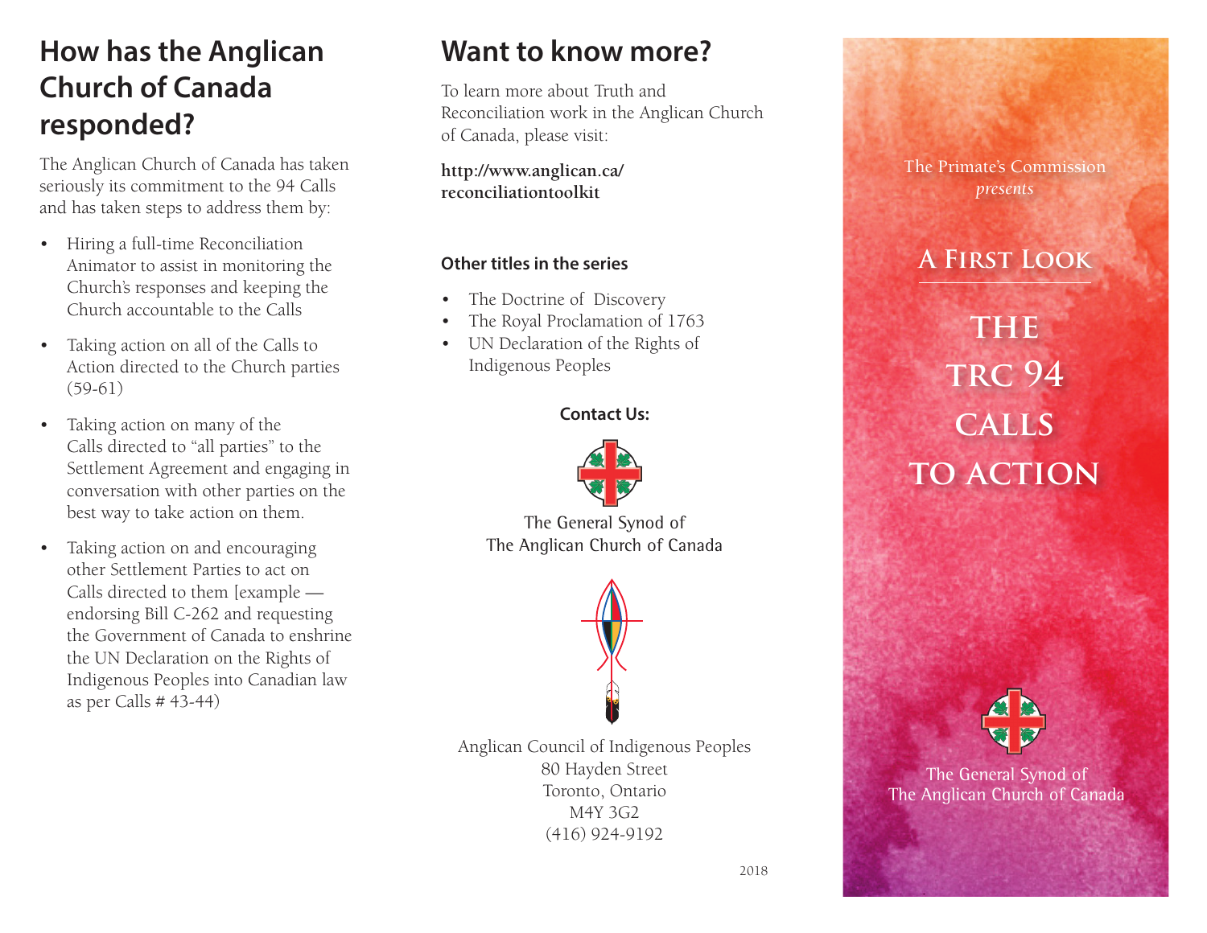## How has the Anglican Church of Canada responded?

The Anglican Church of Canada has taken seriously its commitment to the 94 Calls and has taken steps to address them by:

- Hiring a full-time Reconciliation Animator to assist in monitoring the Church's responses and keeping the Church accountable to the Calls
- Taking action on all of the Calls to Action directed to the Church parties (59-61)
- Taking action on many of the Calls directed to "all parties" to the Settlement Agreement and engaging in conversation with other parties on the best way to take action on them.
- Taking action on and encouraging other Settlement Parties to act on Calls directed to them [example — endorsing Bill C-262 and requesting the Government of Canada to enshrine the UN Declaration on the Rights of Indigenous Peoples into Canadian law as per Calls # 43-44)

## Want to know more?

To learn more about Truth and Reconciliation work in the Anglican Church of Canada, please visit:

**http://www.anglican.ca/reconciliationtoolkit**

### Other titles in the series

- The Doctrine of Discovery
- The Royal Proclamation of 1763
- UN Declaration of the Rights of Indigenous Peoples

**Contact Us:**

The General Synod of
The Anglican Church of Canada

Anglican Council of Indigenous Peoples
80 Hayden Street
Toronto, Ontario
M4Y 3G2
(416) 924-9192

2018

The Primate's Commission
*presents*

## A First Look

# The TRC 94 Calls to Action

The General Synod of
The Anglican Church of Canada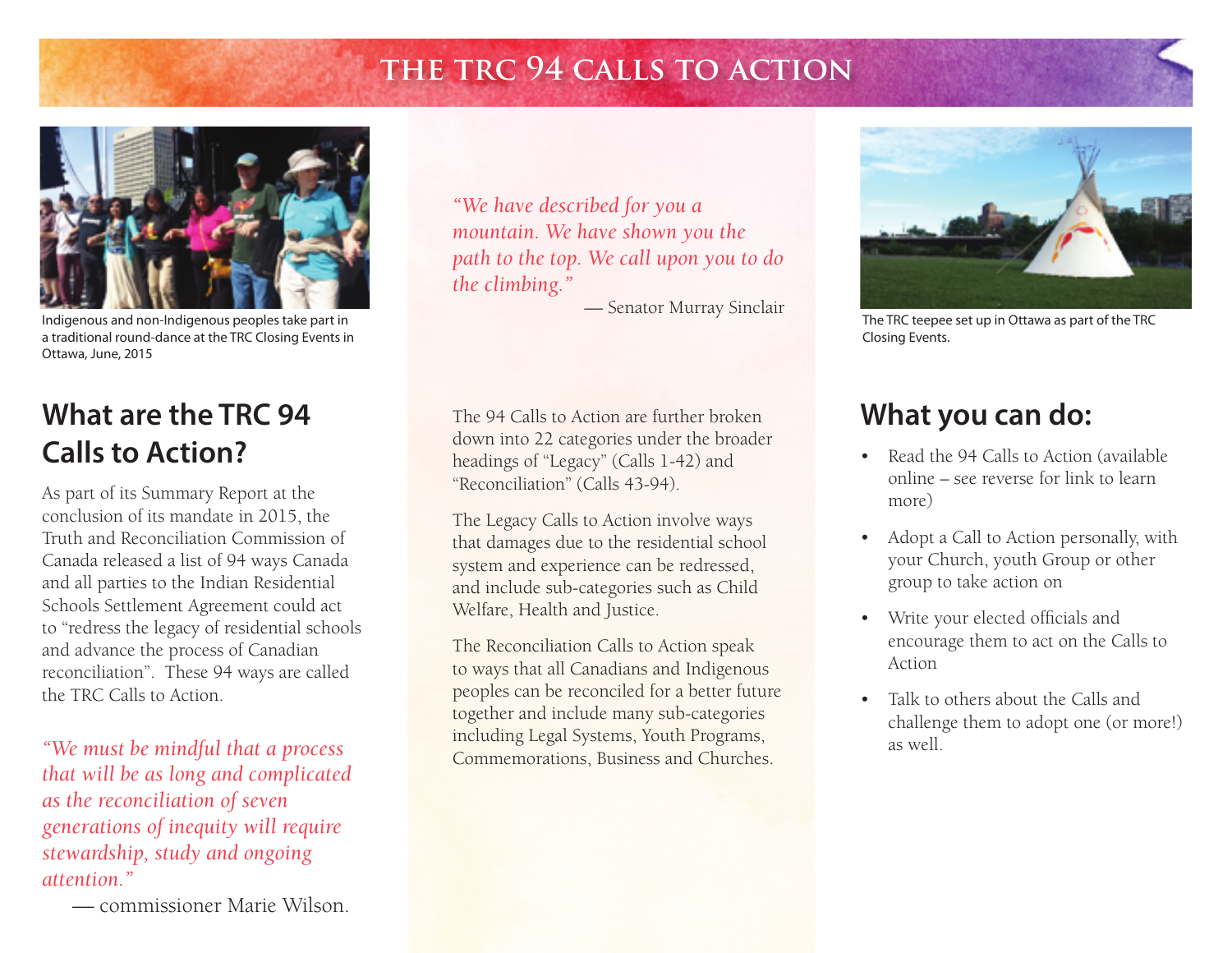# THE TRC 94 CALLS TO ACTION

Indigenous and non-Indigenous peoples take part in a traditional round-dance at the TRC Closing Events in Ottawa, June, 2015

## What are the TRC 94 Calls to Action?

As part of its Summary Report at the conclusion of its mandate in 2015, the Truth and Reconciliation Commission of Canada released a list of 94 ways Canada and all parties to the Indian Residential Schools Settlement Agreement could act to "redress the legacy of residential schools and advance the process of Canadian reconciliation". These 94 ways are called the TRC Calls to Action.

*"We must be mindful that a process that will be as long and complicated as the reconciliation of seven generations of inequity will require stewardship, study and ongoing attention."*

— commissioner Marie Wilson.

*"We have described for you a mountain. We have shown you the path to the top. We call upon you to do the climbing."*

— Senator Murray Sinclair

The 94 Calls to Action are further broken down into 22 categories under the broader headings of "Legacy" (Calls 1-42) and "Reconciliation" (Calls 43-94).

The Legacy Calls to Action involve ways that damages due to the residential school system and experience can be redressed, and include sub-categories such as Child Welfare, Health and Justice.

The Reconciliation Calls to Action speak to ways that all Canadians and Indigenous peoples can be reconciled for a better future together and include many sub-categories including Legal Systems, Youth Programs, Commemorations, Business and Churches.

The TRC teepee set up in Ottawa as part of the TRC Closing Events.

## What you can do:

- Read the 94 Calls to Action (available online – see reverse for link to learn more)
- Adopt a Call to Action personally, with your Church, youth Group or other group to take action on
- Write your elected officials and encourage them to act on the Calls to Action
- Talk to others about the Calls and challenge them to adopt one (or more!) as well.